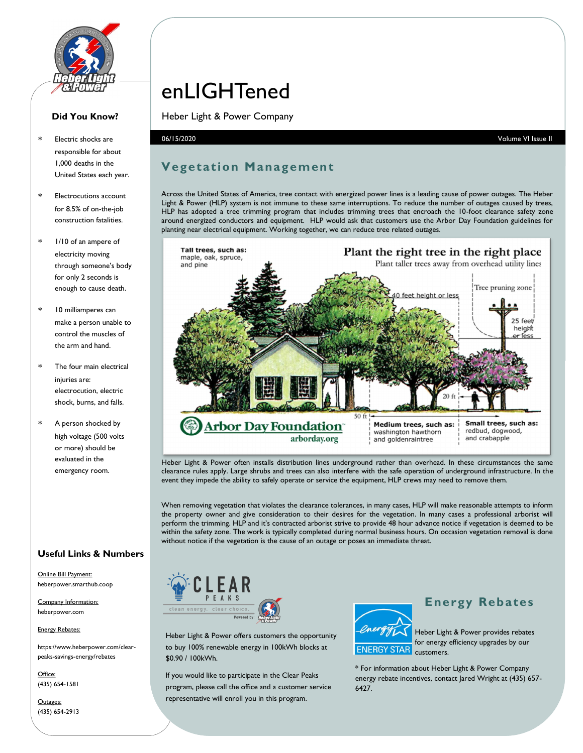# enLIGHTened

Heber Light & Power Company

06/15/2020 Volume VI Issue II

## Vegetation Management

Across the United States of America, tree contact with energized power lines is a leading cause of power outages. The Heber Light & Power (HLP) system is not immune to these same interruptions. To reduce the number of outages caused by trees, HLP has adopted a tree trimming program that includes trimming trees that encroach the 10-foot clearance safety zone around energized conductors and equipment. HLP would ask that customers use the Arbor Day Foundation guidelines for planting near electrical equipment. Working together, we can reduce tree related outages.

**Plant the right tree in the right place**

Plant taller trees away from overhead utility lines

- **Tall trees, such as:** maple, oak, spruce, and pine
- **Medium trees, such as:** washington hawthorn and goldenraintree (40 feet height or less)
- **Small trees, such as:** redbud, dogwood, and crabapple (25 feet height or less)

Tree pruning zone — 50 ft — 20 ft

Arbor Day Foundation — arborday.org

Heber Light & Power often installs distribution lines underground rather than overhead. In these circumstances the same clearance rules apply. Large shrubs and trees can also interfere with the safe operation of underground infrastructure. In the event they impede the ability to safely operate or service the equipment, HLP crews may need to remove them.

When removing vegetation that violates the clearance tolerances, in many cases, HLP will make reasonable attempts to inform the property owner and give consideration to their desires for the vegetation. In many cases a professional arborist will perform the trimming. HLP and it's contracted arborist strive to provide 48 hour advance notice if vegetation is deemed to be within the safety zone. The work is typically completed during normal business hours. On occasion vegetation removal is done without notice if the vegetation is the cause of an outage or poses an immediate threat.

## Clear Peaks

clean energy. clear choice. Powered by: Heber Light & Power

Heber Light & Power offers customers the opportunity to buy 100% renewable energy in 100kWh blocks at $0.90 / 100kWh.

If you would like to participate in the Clear Peaks program, please call the office and a customer service representative will enroll you in this program.

## Energy Rebates

Heber Light & Power provides rebates for energy efficiency upgrades by our customers.

* For information about Heber Light & Power Company energy rebate incentives, contact Jared Wright at (435) 657-6427.

### Did You Know?

* Electric shocks are responsible for about 1,000 deaths in the United States each year.
* Electrocutions account for 8.5% of on-the-job construction fatalities.
* 1/10 of an ampere of electricity moving through someone's body for only 2 seconds is enough to cause death.
* 10 milliamperes can make a person unable to control the muscles of the arm and hand.
* The four main electrical injuries are: electrocution, electric shock, burns, and falls.
* A person shocked by high voltage (500 volts or more) should be evaluated in the emergency room.

### Useful Links & Numbers

Online Bill Payment:
heberpower.smarthub.coop

Company Information:
heberpower.com

Energy Rebates:
https://www.heberpower.com/clear-peaks-savings-energy/rebates

Office:
(435) 654-1581

Outages:
(435) 654-2913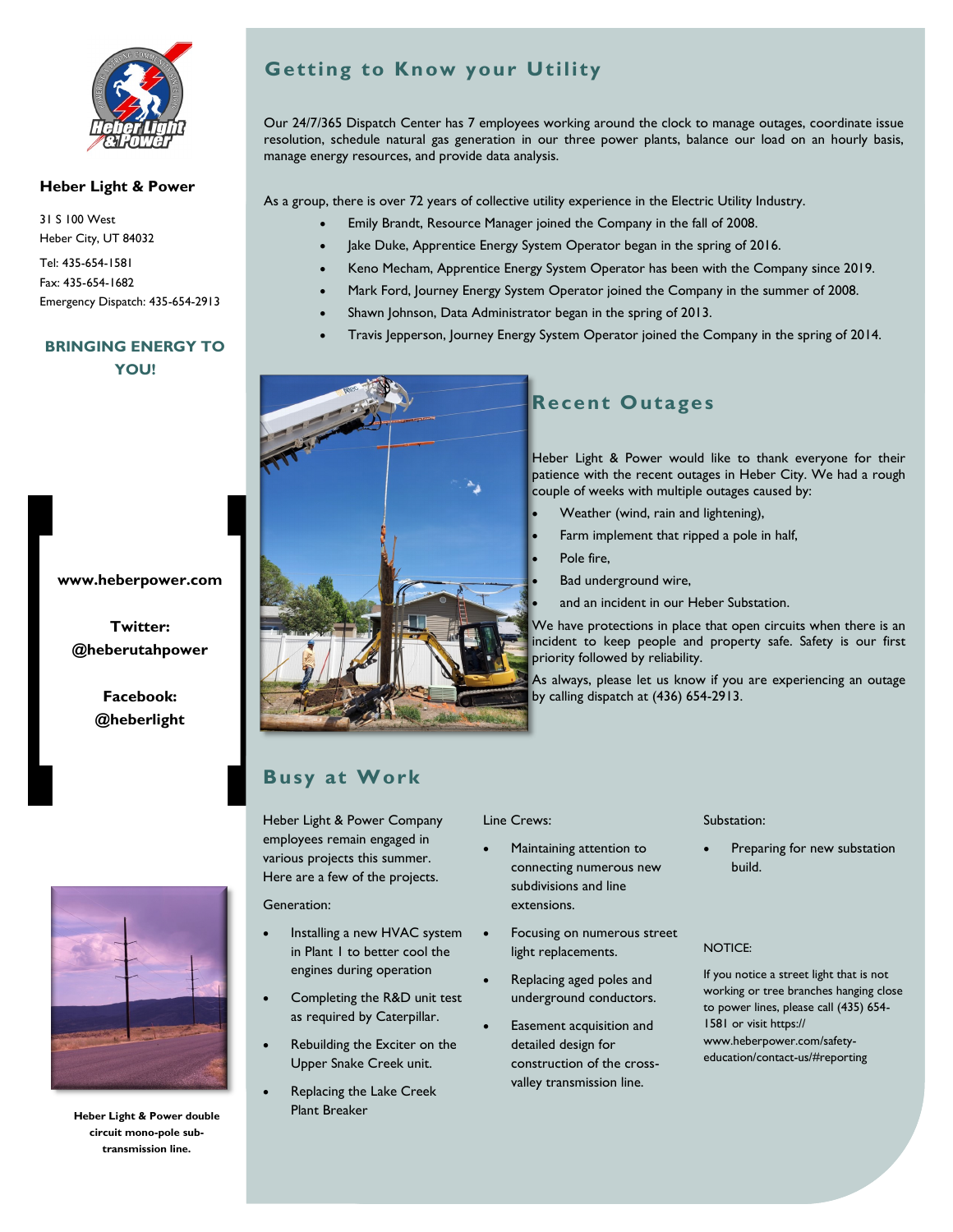**Heber Light & Power**

31 S 100 West
Heber City, UT 84032

Tel: 435-654-1581
Fax: 435-654-1682
Emergency Dispatch: 435-654-2913

**BRINGING ENERGY TO YOU!**

**www.heberpower.com**

**Twitter: @heberutahpower**

**Facebook: @heberlight**

**Heber Light & Power double circuit mono-pole sub-transmission line.**

## Getting to Know your Utility

Our 24/7/365 Dispatch Center has 7 employees working around the clock to manage outages, coordinate issue resolution, schedule natural gas generation in our three power plants, balance our load on an hourly basis, manage energy resources, and provide data analysis.

As a group, there is over 72 years of collective utility experience in the Electric Utility Industry.

- Emily Brandt, Resource Manager joined the Company in the fall of 2008.
- Jake Duke, Apprentice Energy System Operator began in the spring of 2016.
- Keno Mecham, Apprentice Energy System Operator has been with the Company since 2019.
- Mark Ford, Journey Energy System Operator joined the Company in the summer of 2008.
- Shawn Johnson, Data Administrator began in the spring of 2013.
- Travis Jepperson, Journey Energy System Operator joined the Company in the spring of 2014.

## Recent Outages

Heber Light & Power would like to thank everyone for their patience with the recent outages in Heber City. We had a rough couple of weeks with multiple outages caused by:

- Weather (wind, rain and lightening),
- Farm implement that ripped a pole in half,
- Pole fire,
- Bad underground wire,
- and an incident in our Heber Substation.

We have protections in place that open circuits when there is an incident to keep people and property safe. Safety is our first priority followed by reliability.

As always, please let us know if you are experiencing an outage by calling dispatch at (436) 654-2913.

## Busy at Work

Heber Light & Power Company employees remain engaged in various projects this summer. Here are a few of the projects.

Generation:

- Installing a new HVAC system in Plant 1 to better cool the engines during operation
- Completing the R&D unit test as required by Caterpillar.
- Rebuilding the Exciter on the Upper Snake Creek unit.
- Replacing the Lake Creek Plant Breaker

Line Crews:

- Maintaining attention to connecting numerous new subdivisions and line extensions.
- Focusing on numerous street light replacements.
- Replacing aged poles and underground conductors.
- Easement acquisition and detailed design for construction of the cross-valley transmission line.

Substation:

- Preparing for new substation build.

NOTICE:

If you notice a street light that is not working or tree branches hanging close to power lines, please call (435) 654-1581 or visit https://www.heberpower.com/safety-education/contact-us/#reporting